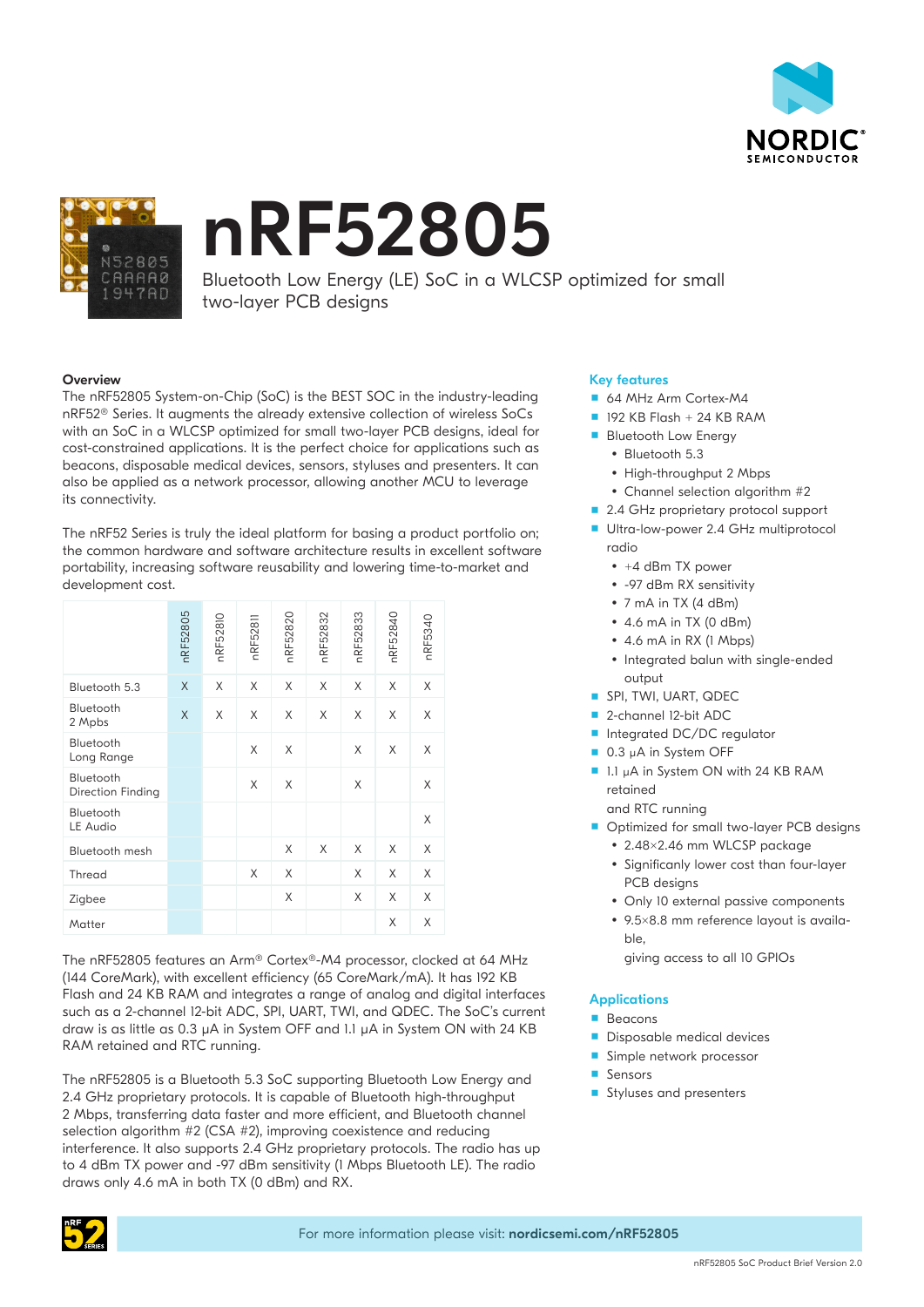# nRF52805

Bluetooth Low Energy (LE) SoC in a WLCSP optimized for small two-layer PCB designs

## Overview

The nRF52805 System-on-Chip (SoC) is the BEST SOC in the industry-leading nRF52® Series. It augments the already extensive collection of wireless SoCs with an SoC in a WLCSP optimized for small two-layer PCB designs, ideal for cost-constrained applications. It is the perfect choice for applications such as beacons, disposable medical devices, sensors, styluses and presenters. It can also be applied as a network processor, allowing another MCU to leverage its connectivity.

The nRF52 Series is truly the ideal platform for basing a product portfolio on; the common hardware and software architecture results in excellent software portability, increasing software reusability and lowering time-to-market and development cost.

| | nRF52805 | nRF52810 | nRF52811 | nRF52820 | nRF52832 | nRF52833 | nRF52840 | nRF5340 |
|---|---|---|---|---|---|---|---|---|
| Bluetooth 5.3 | X | X | X | X | X | X | X | X |
| Bluetooth 2 Mpbs | X | X | X | X | X | X | X | X |
| Bluetooth Long Range | | | X | X | | X | X | X |
| Bluetooth Direction Finding | | | X | X | | X | | X |
| Bluetooth LE Audio | | | | | | | | X |
| Bluetooth mesh | | | | X | X | X | X | X |
| Thread | | | X | X | | X | X | X |
| Zigbee | | | | X | | X | X | X |
| Matter | | | | | | | X | X |

The nRF52805 features an Arm® Cortex®-M4 processor, clocked at 64 MHz (144 CoreMark), with excellent efficiency (65 CoreMark/mA). It has 192 KB Flash and 24 KB RAM and integrates a range of analog and digital interfaces such as a 2-channel 12-bit ADC, SPI, UART, TWI, and QDEC. The SoC's current draw is as little as 0.3 µA in System OFF and 1.1 µA in System ON with 24 KB RAM retained and RTC running.

The nRF52805 is a Bluetooth 5.3 SoC supporting Bluetooth Low Energy and 2.4 GHz proprietary protocols. It is capable of Bluetooth high-throughput 2 Mbps, transferring data faster and more efficient, and Bluetooth channel selection algorithm #2 (CSA #2), improving coexistence and reducing interference. It also supports 2.4 GHz proprietary protocols. The radio has up to 4 dBm TX power and -97 dBm sensitivity (1 Mbps Bluetooth LE). The radio draws only 4.6 mA in both TX (0 dBm) and RX.

## Key features

- 64 MHz Arm Cortex-M4
- 192 KB Flash + 24 KB RAM
- Bluetooth Low Energy
  - Bluetooth 5.3
  - High-throughput 2 Mbps
  - Channel selection algorithm #2
- 2.4 GHz proprietary protocol support
- Ultra-low-power 2.4 GHz multiprotocol radio
  - +4 dBm TX power
  - -97 dBm RX sensitivity
  - 7 mA in TX (4 dBm)
  - 4.6 mA in TX (0 dBm)
  - 4.6 mA in RX (1 Mbps)
  - Integrated balun with single-ended output
- SPI, TWI, UART, QDEC
- 2-channel 12-bit ADC
- Integrated DC/DC regulator
- 0.3 µA in System OFF
- 1.1 µA in System ON with 24 KB RAM retained and RTC running
- Optimized for small two-layer PCB designs
  - 2.48×2.46 mm WLCSP package
  - Significanly lower cost than four-layer PCB designs
  - Only 10 external passive components
  - 9.5×8.8 mm reference layout is available, giving access to all 10 GPIOs

## Applications

- Beacons
- Disposable medical devices
- Simple network processor
- Sensors
- Styluses and presenters

For more information please visit: **nordicsemi.com/nRF52805**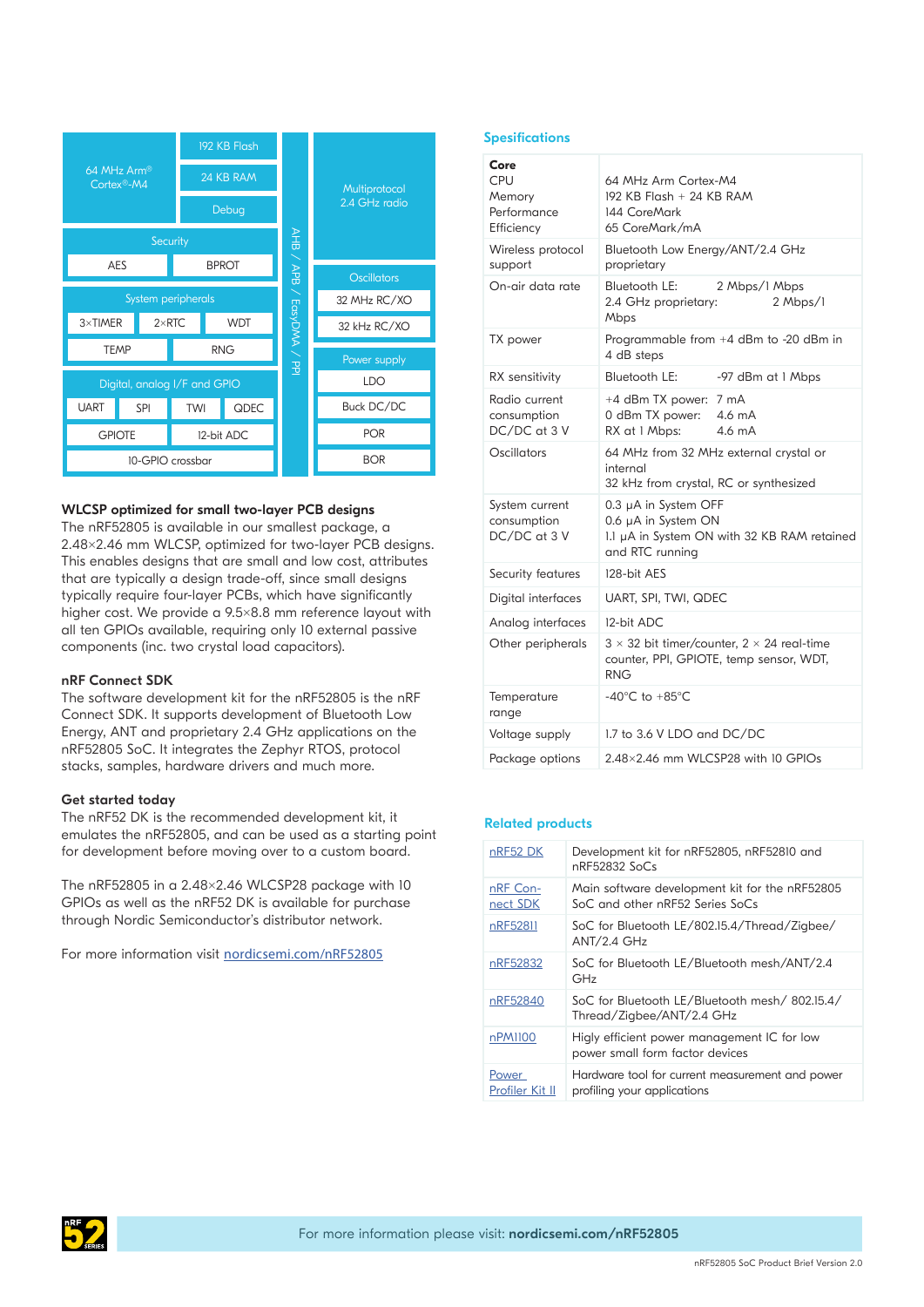64 MHz Arm® Cortex®-M4

192 KB Flash

24 KB RAM

Debug

Security

AES

BPROT

System peripherals

3×TIMER

2×RTC

WDT

TEMP

RNG

Digital, analog I/F and GPIO

UART

SPI

TWI

QDEC

GPIOTE

12-bit ADC

10-GPIO crossbar

AHB / APB / EasyDMA / PPI

Multiprotocol 2.4 GHz radio

Oscillators

32 MHz RC/XO

32 kHz RC/XO

Power supply

LDO

Buck DC/DC

POR

BOR

### WLCSP optimized for small two-layer PCB designs

The nRF52805 is available in our smallest package, a 2.48×2.46 mm WLCSP, optimized for two-layer PCB designs. This enables designs that are small and low cost, attributes that are typically a design trade-off, since small designs typically require four-layer PCBs, which have significantly higher cost. We provide a 9.5×8.8 mm reference layout with all ten GPIOs available, requiring only 10 external passive components (inc. two crystal load capacitors).

### nRF Connect SDK

The software development kit for the nRF52805 is the nRF Connect SDK. It supports development of Bluetooth Low Energy, ANT and proprietary 2.4 GHz applications on the nRF52805 SoC. It integrates the Zephyr RTOS, protocol stacks, samples, hardware drivers and much more.

### Get started today

The nRF52 DK is the recommended development kit, it emulates the nRF52805, and can be used as a starting point for development before moving over to a custom board.

The nRF52805 in a 2.48×2.46 WLCSP28 package with 10 GPIOs as well as the nRF52 DK is available for purchase through Nordic Semiconductor's distributor network.

For more information visit nordicsemi.com/nRF52805

## Spesifications

| | |
|---|---|
| **Core**<br>CPU<br>Memory<br>Performance<br>Efficiency | 64 MHz Arm Cortex-M4<br>192 KB Flash + 24 KB RAM<br>144 CoreMark<br>65 CoreMark/mA |
| Wireless protocol support | Bluetooth Low Energy/ANT/2.4 GHz proprietary |
| On-air data rate | Bluetooth LE: 2 Mbps/1 Mbps<br>2.4 GHz proprietary: 2 Mbps/1 Mbps |
| TX power | Programmable from +4 dBm to -20 dBm in 4 dB steps |
| RX sensitivity | Bluetooth LE: -97 dBm at 1 Mbps |
| Radio current consumption DC/DC at 3 V | +4 dBm TX power: 7 mA<br>0 dBm TX power: 4.6 mA<br>RX at 1 Mbps: 4.6 mA |
| Oscillators | 64 MHz from 32 MHz external crystal or internal<br>32 kHz from crystal, RC or synthesized |
| System current consumption DC/DC at 3 V | 0.3 µA in System OFF<br>0.6 µA in System ON<br>1.1 µA in System ON with 32 KB RAM retained and RTC running |
| Security features | 128-bit AES |
| Digital interfaces | UART, SPI, TWI, QDEC |
| Analog interfaces | 12-bit ADC |
| Other peripherals | 3 × 32 bit timer/counter, 2 × 24 real-time counter, PPI, GPIOTE, temp sensor, WDT, RNG |
| Temperature range | -40°C to +85°C |
| Voltage supply | 1.7 to 3.6 V LDO and DC/DC |
| Package options | 2.48×2.46 mm WLCSP28 with 10 GPIOs |

## Related products

| | |
|---|---|
| nRF52 DK | Development kit for nRF52805, nRF52810 and nRF52832 SoCs |
| nRF Connect SDK | Main software development kit for the nRF52805 SoC and other nRF52 Series SoCs |
| nRF52811 | SoC for Bluetooth LE/802.15.4/Thread/Zigbee/ANT/2.4 GHz |
| nRF52832 | SoC for Bluetooth LE/Bluetooth mesh/ANT/2.4 GHz |
| nRF52840 | SoC for Bluetooth LE/Bluetooth mesh/ 802.15.4/ Thread/Zigbee/ANT/2.4 GHz |
| nPM1100 | Higly efficient power management IC for low power small form factor devices |
| Power Profiler Kit II | Hardware tool for current measurement and power profiling your applications |

For more information please visit: **nordicsemi.com/nRF52805**

nRF52805 SoC Product Brief Version 2.0